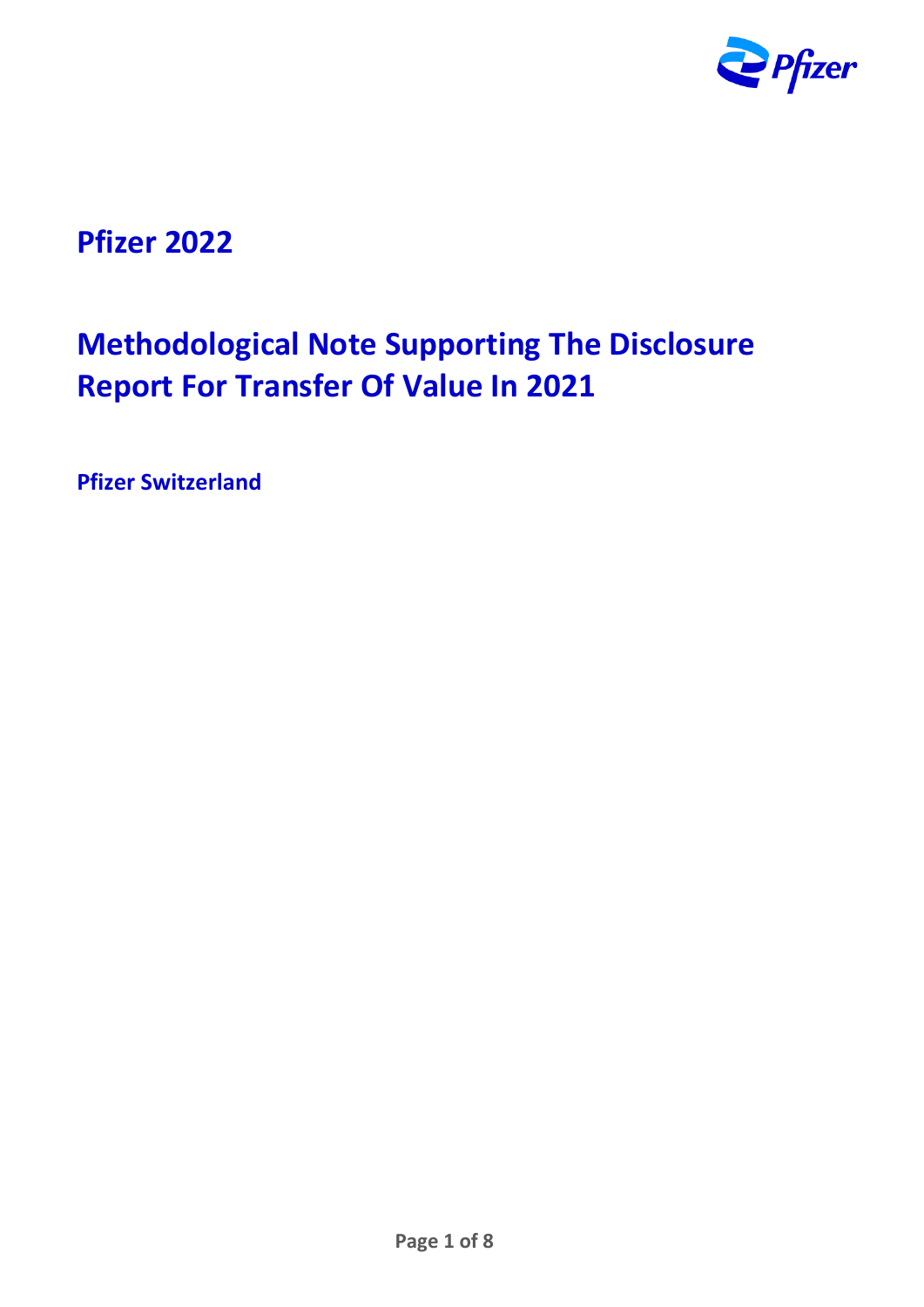# Pfizer 2022

# Methodological Note Supporting The Disclosure Report For Transfer Of Value In 2021

**Pfizer Switzerland**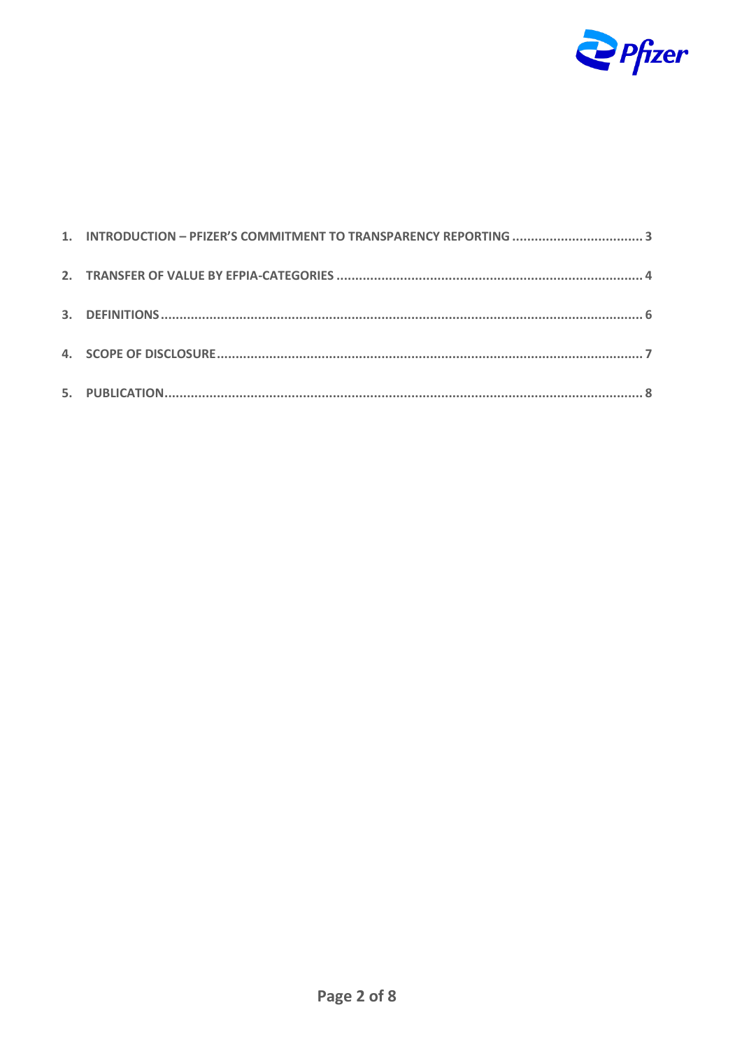1. INTRODUCTION – PFIZER'S COMMITMENT TO TRANSPARENCY REPORTING .................................. 3
2. TRANSFER OF VALUE BY EFPIA-CATEGORIES ................................................................................. 4
3. DEFINITIONS ............................................................................................................................... 6
4. SCOPE OF DISCLOSURE ................................................................................................................ 7
5. PUBLICATION .............................................................................................................................. 8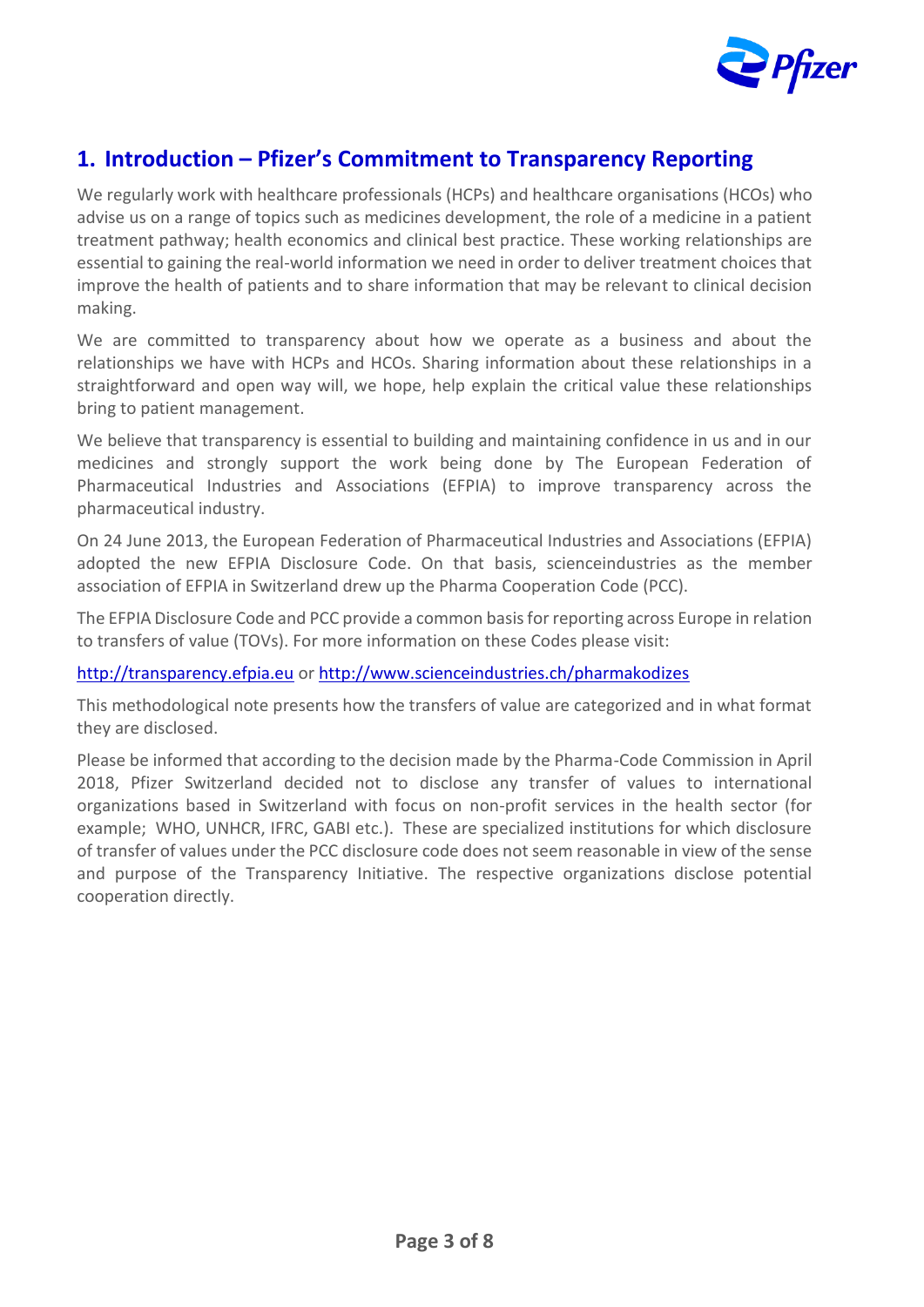## 1. Introduction – Pfizer's Commitment to Transparency Reporting

We regularly work with healthcare professionals (HCPs) and healthcare organisations (HCOs) who advise us on a range of topics such as medicines development, the role of a medicine in a patient treatment pathway; health economics and clinical best practice. These working relationships are essential to gaining the real-world information we need in order to deliver treatment choices that improve the health of patients and to share information that may be relevant to clinical decision making.

We are committed to transparency about how we operate as a business and about the relationships we have with HCPs and HCOs. Sharing information about these relationships in a straightforward and open way will, we hope, help explain the critical value these relationships bring to patient management.

We believe that transparency is essential to building and maintaining confidence in us and in our medicines and strongly support the work being done by The European Federation of Pharmaceutical Industries and Associations (EFPIA) to improve transparency across the pharmaceutical industry.

On 24 June 2013, the European Federation of Pharmaceutical Industries and Associations (EFPIA) adopted the new EFPIA Disclosure Code. On that basis, scienceindustries as the member association of EFPIA in Switzerland drew up the Pharma Cooperation Code (PCC).

The EFPIA Disclosure Code and PCC provide a common basis for reporting across Europe in relation to transfers of value (TOVs). For more information on these Codes please visit:

http://transparency.efpia.eu or http://www.scienceindustries.ch/pharmakodizes

This methodological note presents how the transfers of value are categorized and in what format they are disclosed.

Please be informed that according to the decision made by the Pharma-Code Commission in April 2018, Pfizer Switzerland decided not to disclose any transfer of values to international organizations based in Switzerland with focus on non-profit services in the health sector (for example; WHO, UNHCR, IFRC, GABI etc.). These are specialized institutions for which disclosure of transfer of values under the PCC disclosure code does not seem reasonable in view of the sense and purpose of the Transparency Initiative. The respective organizations disclose potential cooperation directly.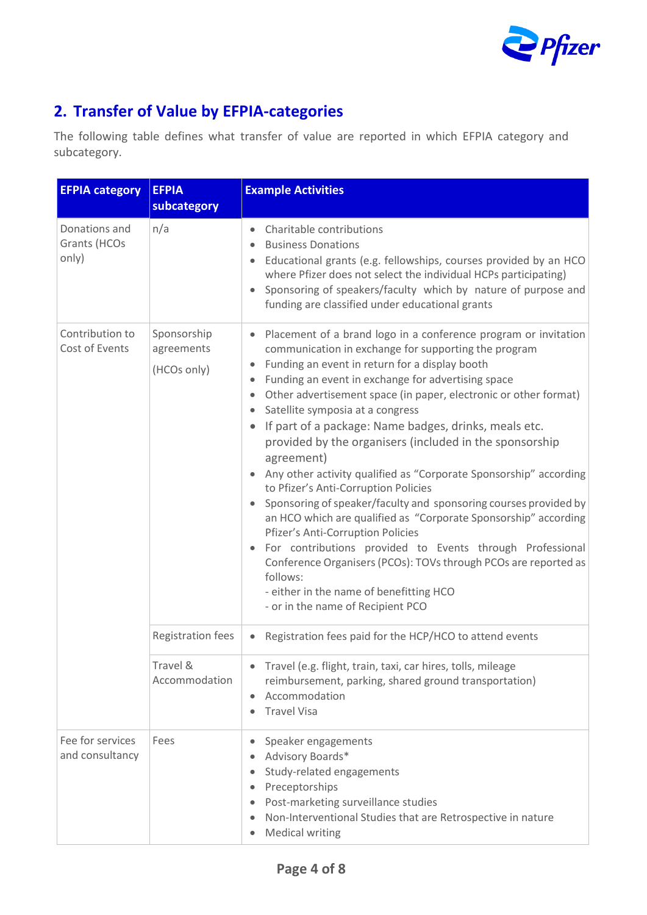## 2. Transfer of Value by EFPIA-categories

The following table defines what transfer of value are reported in which EFPIA category and subcategory.

| EFPIA category | EFPIA subcategory | Example Activities |
|---|---|---|
| Donations and Grants (HCOs only) | n/a | • Charitable contributions<br>• Business Donations<br>• Educational grants (e.g. fellowships, courses provided by an HCO where Pfizer does not select the individual HCPs participating)<br>• Sponsoring of speakers/faculty which by nature of purpose and funding are classified under educational grants |
| Contribution to Cost of Events | Sponsorship agreements<br><br>(HCOs only) | • Placement of a brand logo in a conference program or invitation communication in exchange for supporting the program<br>• Funding an event in return for a display booth<br>• Funding an event in exchange for advertising space<br>• Other advertisement space (in paper, electronic or other format)<br>• Satellite symposia at a congress<br>• If part of a package: Name badges, drinks, meals etc. provided by the organisers (included in the sponsorship agreement)<br>• Any other activity qualified as "Corporate Sponsorship" according to Pfizer's Anti-Corruption Policies<br>• Sponsoring of speaker/faculty and sponsoring courses provided by an HCO which are qualified as "Corporate Sponsorship" according Pfizer's Anti-Corruption Policies<br>• For contributions provided to Events through Professional Conference Organisers (PCOs): TOVs through PCOs are reported as follows:<br>- either in the name of benefitting HCO<br>- or in the name of Recipient PCO |
| | Registration fees | • Registration fees paid for the HCP/HCO to attend events |
| | Travel & Accommodation | • Travel (e.g. flight, train, taxi, car hires, tolls, mileage reimbursement, parking, shared ground transportation)<br>• Accommodation<br>• Travel Visa |
| Fee for services and consultancy | Fees | • Speaker engagements<br>• Advisory Boards*<br>• Study-related engagements<br>• Preceptorships<br>• Post-marketing surveillance studies<br>• Non-Interventional Studies that are Retrospective in nature<br>• Medical writing |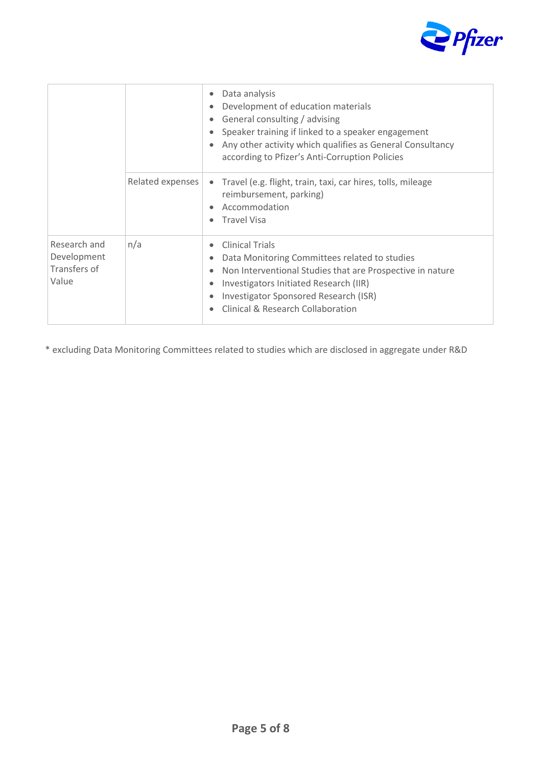| | | |
|---|---|---|
| | | • Data analysis<br>• Development of education materials<br>• General consulting / advising<br>• Speaker training if linked to a speaker engagement<br>• Any other activity which qualifies as General Consultancy according to Pfizer's Anti-Corruption Policies |
| | Related expenses | • Travel (e.g. flight, train, taxi, car hires, tolls, mileage reimbursement, parking)<br>• Accommodation<br>• Travel Visa |
| Research and Development Transfers of Value | n/a | • Clinical Trials<br>• Data Monitoring Committees related to studies<br>• Non Interventional Studies that are Prospective in nature<br>• Investigators Initiated Research (IIR)<br>• Investigator Sponsored Research (ISR)<br>• Clinical & Research Collaboration |

* excluding Data Monitoring Committees related to studies which are disclosed in aggregate under R&D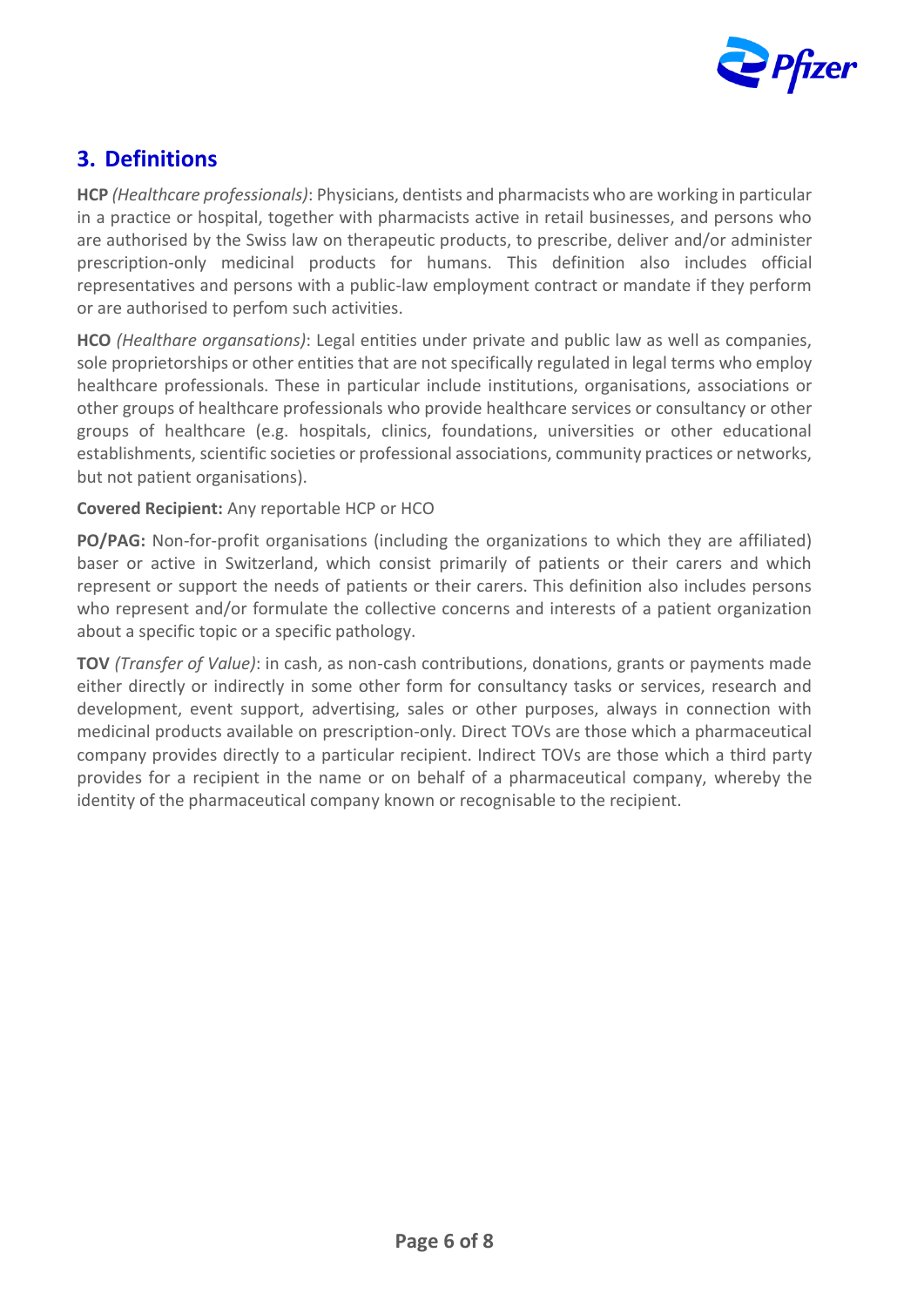## 3. Definitions

**HCP** *(Healthcare professionals)*: Physicians, dentists and pharmacists who are working in particular in a practice or hospital, together with pharmacists active in retail businesses, and persons who are authorised by the Swiss law on therapeutic products, to prescribe, deliver and/or administer prescription-only medicinal products for humans. This definition also includes official representatives and persons with a public-law employment contract or mandate if they perform or are authorised to perfom such activities.

**HCO** *(Healthare organsations)*: Legal entities under private and public law as well as companies, sole proprietorships or other entities that are not specifically regulated in legal terms who employ healthcare professionals. These in particular include institutions, organisations, associations or other groups of healthcare professionals who provide healthcare services or consultancy or other groups of healthcare (e.g. hospitals, clinics, foundations, universities or other educational establishments, scientific societies or professional associations, community practices or networks, but not patient organisations).

**Covered Recipient:** Any reportable HCP or HCO

**PO/PAG:** Non-for-profit organisations (including the organizations to which they are affiliated) baser or active in Switzerland, which consist primarily of patients or their carers and which represent or support the needs of patients or their carers. This definition also includes persons who represent and/or formulate the collective concerns and interests of a patient organization about a specific topic or a specific pathology.

**TOV** *(Transfer of Value)*: in cash, as non-cash contributions, donations, grants or payments made either directly or indirectly in some other form for consultancy tasks or services, research and development, event support, advertising, sales or other purposes, always in connection with medicinal products available on prescription-only. Direct TOVs are those which a pharmaceutical company provides directly to a particular recipient. Indirect TOVs are those which a third party provides for a recipient in the name or on behalf of a pharmaceutical company, whereby the identity of the pharmaceutical company known or recognisable to the recipient.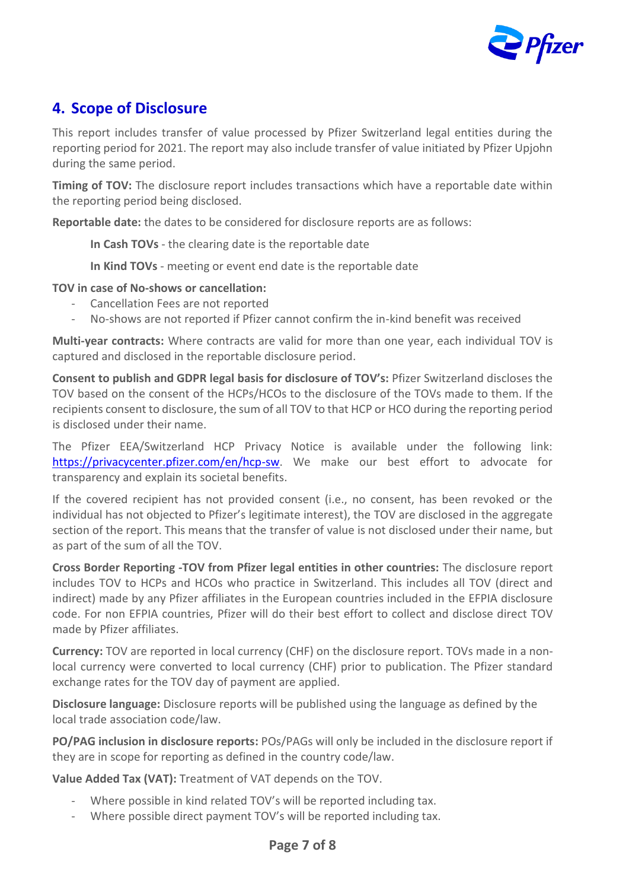## 4. Scope of Disclosure

This report includes transfer of value processed by Pfizer Switzerland legal entities during the reporting period for 2021. The report may also include transfer of value initiated by Pfizer Upjohn during the same period.

**Timing of TOV:** The disclosure report includes transactions which have a reportable date within the reporting period being disclosed.

**Reportable date:** the dates to be considered for disclosure reports are as follows:

**In Cash TOVs** - the clearing date is the reportable date

**In Kind TOVs** - meeting or event end date is the reportable date

**TOV in case of No-shows or cancellation:**

- Cancellation Fees not reported
- No-shows are not reported if Pfizer cannot confirm the in-kind benefit was received

**Multi-year contracts:** Where contracts are valid for more than one year, each individual TOV is captured and disclosed in the reportable disclosure period.

**Consent to publish and GDPR legal basis for disclosure of TOV's:** Pfizer Switzerland discloses the TOV based on the consent of the HCPs/HCOs to the disclosure of the TOVs made to them. If the recipients consent to disclosure, the sum of all TOV to that HCP or HCO during the reporting period is disclosed under their name.

The Pfizer EEA/Switzerland HCP Privacy Notice is available under the following link: https://privacycenter.pfizer.com/en/hcp-sw. We make our best effort to advocate for transparency and explain its societal benefits.

If the covered recipient has not provided consent (i.e., no consent, has been revoked or the individual has not objected to Pfizer's legitimate interest), the TOV are disclosed in the aggregate section of the report. This means that the transfer of value is not disclosed under their name, but as part of the sum of all the TOV.

**Cross Border Reporting -TOV from Pfizer legal entities in other countries:** The disclosure report includes TOV to HCPs and HCOs who practice in Switzerland. This includes all TOV (direct and indirect) made by any Pfizer affiliates in the European countries included in the EFPIA disclosure code. For non EFPIA countries, Pfizer will do their best effort to collect and disclose direct TOV made by Pfizer affiliates.

**Currency:** TOV are reported in local currency (CHF) on the disclosure report. TOVs made in a non-local currency were converted to local currency (CHF) prior to publication. The Pfizer standard exchange rates for the TOV day of payment are applied.

**Disclosure language:** Disclosure reports will be published using the language as defined by the local trade association code/law.

**PO/PAG inclusion in disclosure reports:** POs/PAGs will only be included in the disclosure report if they are in scope for reporting as defined in the country code/law.

**Value Added Tax (VAT):** Treatment of VAT depends on the TOV.

- Where possible in kind related TOV's will be reported including tax.
- Where possible direct payment TOV's will be reported including tax.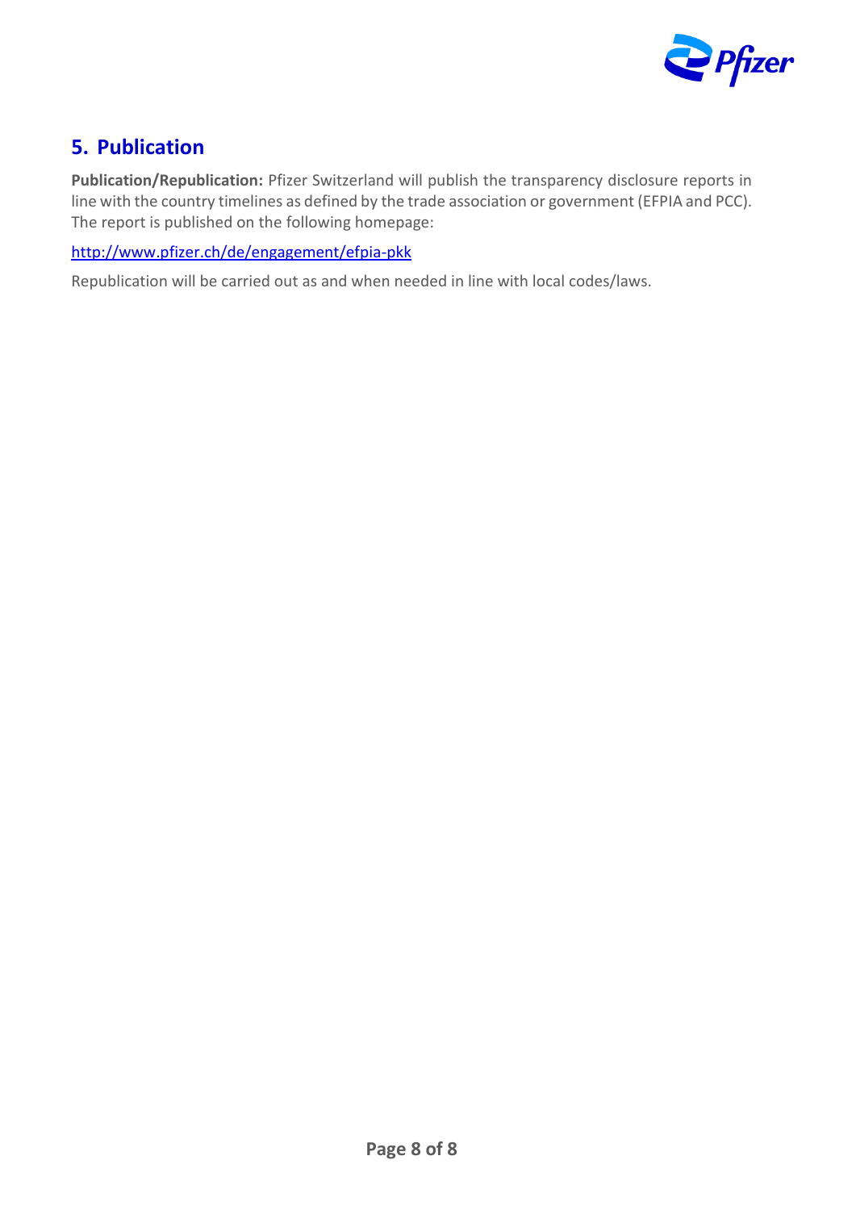## 5. Publication

**Publication/Republication:** Pfizer Switzerland will publish the transparency disclosure reports in line with the country timelines as defined by the trade association or government (EFPIA and PCC). The report is published on the following homepage:

http://www.pfizer.ch/de/engagement/efpia-pkk

Republication will be carried out as and when needed in line with local codes/laws.